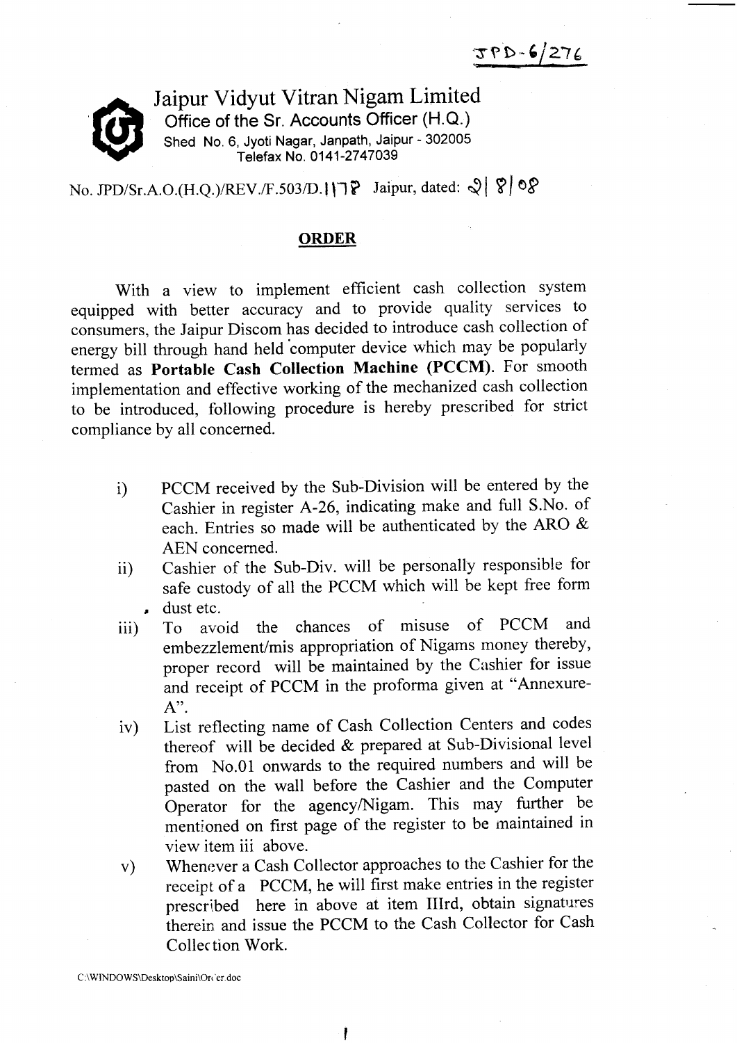JPD-6/276

# Jaipur Vidyut Vitran Nigam Limited

**Office of the Sr. Accounts Officer (H.Q.)**

Shed No. 6, Jyoti Nagar, Janpath, Jaipur - 302005

Telefax No. 0141-2747039

No. JPD/Sr.A.O.(H.Q.)/REV./F.503/D.1178 Jaipur, dated: 21/8/08

## ORDER

With a view to implement efficient cash collection system equipped with better accuracy and to provide quality services to consumers, the Jaipur Discom has decided to introduce cash collection of energy bill through hand held computer device which may be popularly termed as **Portable Cash Collection Machine (PCCM)**. For smooth implementation and effective working of the mechanized cash collection to be introduced, following procedure is hereby prescribed for strict compliance by all concerned.

i) PCCM received by the Sub-Division will be entered by the Cashier in register A-26, indicating make and full S.No. of each. Entries so made will be authenticated by the ARO & AEN concerned.

ii) Cashier of the Sub-Div. will be personally responsible for safe custody of all the PCCM which will be kept free form dust etc.

iii) To avoid the chances of misuse of PCCM and embezzlement/mis appropriation of Nigams money thereby, proper record will be maintained by the Cashier for issue and receipt of PCCM in the proforma given at "Annexure-A".

iv) List reflecting name of Cash Collection Centers and codes thereof will be decided & prepared at Sub-Divisional level from No.01 onwards to the required numbers and will be pasted on the wall before the Cashier and the Computer Operator for the agency/Nigam. This may further be mentioned on first page of the register to be maintained in view item iii above.

v) Whenever a Cash Collector approaches to the Cashier for the receipt of a PCCM, he will first make entries in the register prescribed here in above at item IIIrd, obtain signatures therein and issue the PCCM to the Cash Collector for Cash Collection Work.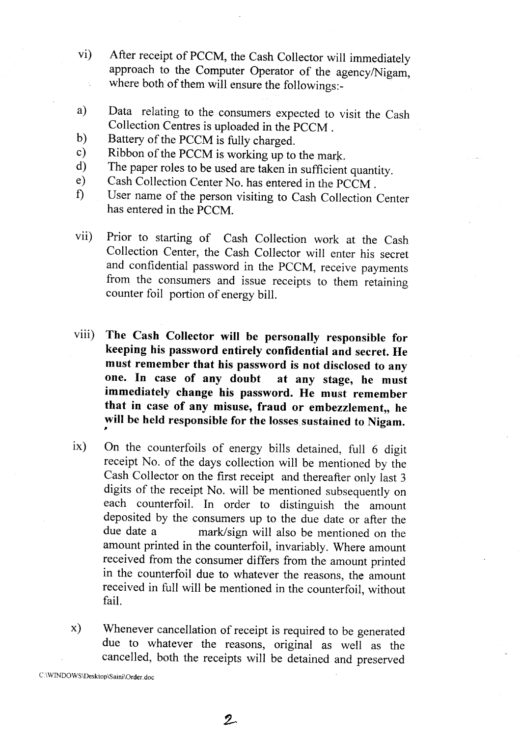vi) After receipt of PCCM, the Cash Collector will immediately approach to the Computer Operator of the agency/Nigam, where both of them will ensure the followings:-

a) Data relating to the consumers expected to visit the Cash Collection Centres is uploaded in the PCCM .

b) Battery of the PCCM is fully charged.

c) Ribbon of the PCCM is working up to the mark.

d) The paper roles to be used are taken in sufficient quantity.

e) Cash Collection Center No. has entered in the PCCM .

f) User name of the person visiting to Cash Collection Center has entered in the PCCM.

vii) Prior to starting of Cash Collection work at the Cash Collection Center, the Cash Collector will enter his secret and confidential password in the PCCM, receive payments from the consumers and issue receipts to them retaining counter foil portion of energy bill.

viii) **The Cash Collector will be personally responsible for keeping his password entirely confidential and secret. He must remember that his password is not disclosed to any one. In case of any doubt at any stage, he must immediately change his password. He must remember that in case of any misuse, fraud or embezzlement,, he will be held responsible for the losses sustained to Nigam.**

ix) On the counterfoils of energy bills detained, full 6 digit receipt No. of the days collection will be mentioned by the Cash Collector on the first receipt and thereafter only last 3 digits of the receipt No. will be mentioned subsequently on each counterfoil. In order to distinguish the amount deposited by the consumers up to the due date or after the due date a mark/sign will also be mentioned on the amount printed in the counterfoil, invariably. Where amount received from the consumer differs from the amount printed in the counterfoil due to whatever the reasons, the amount received in full will be mentioned in the counterfoil, without fail.

x) Whenever cancellation of receipt is required to be generated due to whatever the reasons, original as well as the cancelled, both the receipts will be detained and preserved

C:\WINDOWS\Desktop\Saini\Order.doc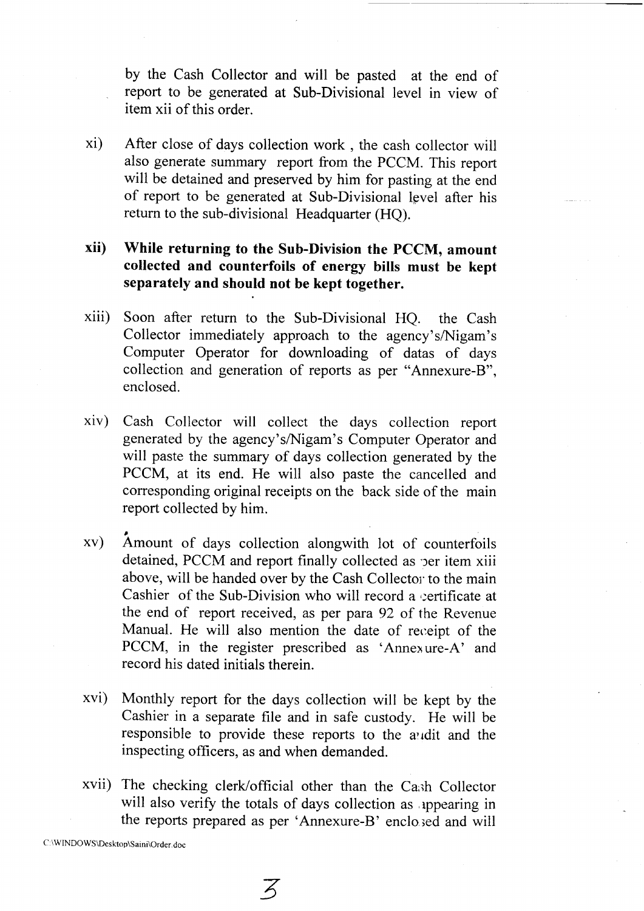by the Cash Collector and will be pasted at the end of report to be generated at Sub-Divisional level in view of item xii of this order.

xi) After close of days collection work , the cash collector will also generate summary report from the PCCM. This report will be detained and preserved by him for pasting at the end of report to be generated at Sub-Divisional level after his return to the sub-divisional Headquarter (HQ).

**xii) While returning to the Sub-Division the PCCM, amount collected and counterfoils of energy bills must be kept separately and should not be kept together.**

xiii) Soon after return to the Sub-Divisional HQ. the Cash Collector immediately approach to the agency's/Nigam's Computer Operator for downloading of datas of days collection and generation of reports as per "Annexure-B", enclosed.

xiv) Cash Collector will collect the days collection report generated by the agency's/Nigam's Computer Operator and will paste the summary of days collection generated by the PCCM, at its end. He will also paste the cancelled and corresponding original receipts on the back side of the main report collected by him.

xv) Amount of days collection alongwith lot of counterfoils detained, PCCM and report finally collected as per item xiii above, will be handed over by the Cash Collector to the main Cashier of the Sub-Division who will record a certificate at the end of report received, as per para 92 of the Revenue Manual. He will also mention the date of receipt of the PCCM, in the register prescribed as 'Annexure-A' and record his dated initials therein.

xvi) Monthly report for the days collection will be kept by the Cashier in a separate file and in safe custody. He will be responsible to provide these reports to the audit and the inspecting officers, as and when demanded.

xvii) The checking clerk/official other than the Cash Collector will also verify the totals of days collection as appearing in the reports prepared as per 'Annexure-B' enclosed and will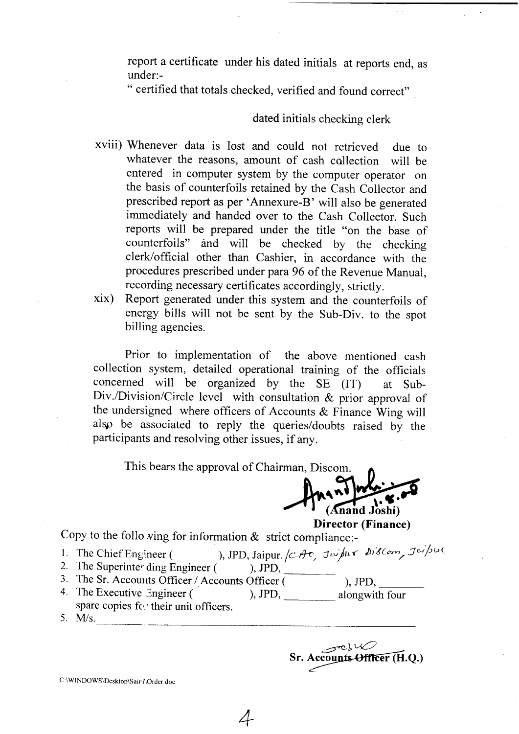report a certificate under his dated initials at reports end, as under:-

" certified that totals checked, verified and found correct"

dated initials checking clerk

xviii) Whenever data is lost and could not retrieved due to whatever the reasons, amount of cash collection will be entered in computer system by the computer operator on the basis of counterfoils retained by the Cash Collector and prescribed report as per 'Annexure-B' will also be generated immediately and handed over to the Cash Collector. Such reports will be prepared under the title "on the base of counterfoils" and will be checked by the checking clerk/official other than Cashier, in accordance with the procedures prescribed under para 96 of the Revenue Manual, recording necessary certificates accordingly, strictly.

xix) Report generated under this system and the counterfoils of energy bills will not be sent by the Sub-Div. to the spot billing agencies.

Prior to implementation of the above mentioned cash collection system, detailed operational training of the officials concerned will be organized by the SE (IT) at Sub-Div./Division/Circle level with consultation & prior approval of the undersigned where officers of Accounts & Finance Wing will also be associated to reply the queries/doubts raised by the participants and resolving other issues, if any.

This bears the approval of Chairman, Discom.

Anand Joshi 1.8.08
**(Anand Joshi)**
**Director (Finance)**

Copy to the following for information & strict compliance:-

1. The Chief Engineer ( ), JPD, Jaipur. /CAO, Jaipur Discom, Jaipur
2. The Superintending Engineer ( ), JPD, ________
3. The Sr. Accounts Officer / Accounts Officer ( ), JPD, ________
4. The Executive Engineer ( ), JPD, ________ alongwith four spare copies for their unit officers.
5. M/s.________________________________________

**Sr. Accounts Officer (H.Q.)**

C:\WINDOWS\Desktop\Sairi\Order.doc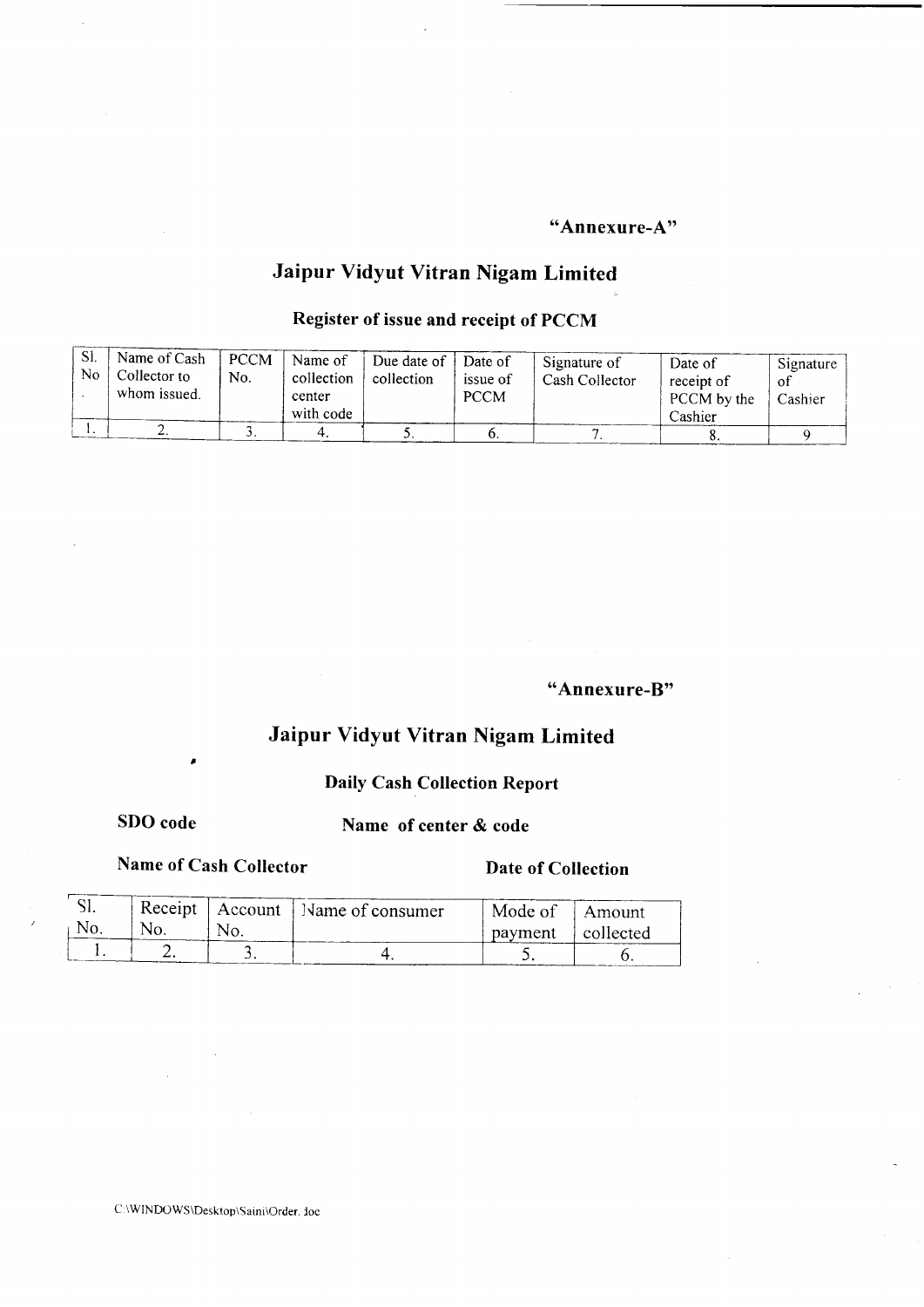**"Annexure-A"**

## Jaipur Vidyut Vitran Nigam Limited

### Register of issue and receipt of PCCM

| Sl. No. | Name of Cash Collector to whom issued. | PCCM No. | Name of collection center with code | Due date of collection | Date of issue of PCCM | Signature of Cash Collector | Date of receipt of PCCM by the Cashier | Signature of Cashier |
|---|---|---|---|---|---|---|---|---|
| 1. | 2. | 3. | 4. | 5. | 6. | 7. | 8. | 9 |

**"Annexure-B"**

## Jaipur Vidyut Vitran Nigam Limited

### Daily Cash Collection Report

**SDO code** **Name of center & code**

**Name of Cash Collector** **Date of Collection**

| Sl. No. | Receipt No. | Account No. | Name of consumer | Mode of payment | Amount collected |
|---|---|---|---|---|---|
| 1. | 2. | 3. | 4. | 5. | 6. |

C:\WINDOWS\Desktop\Saini\Order.doc